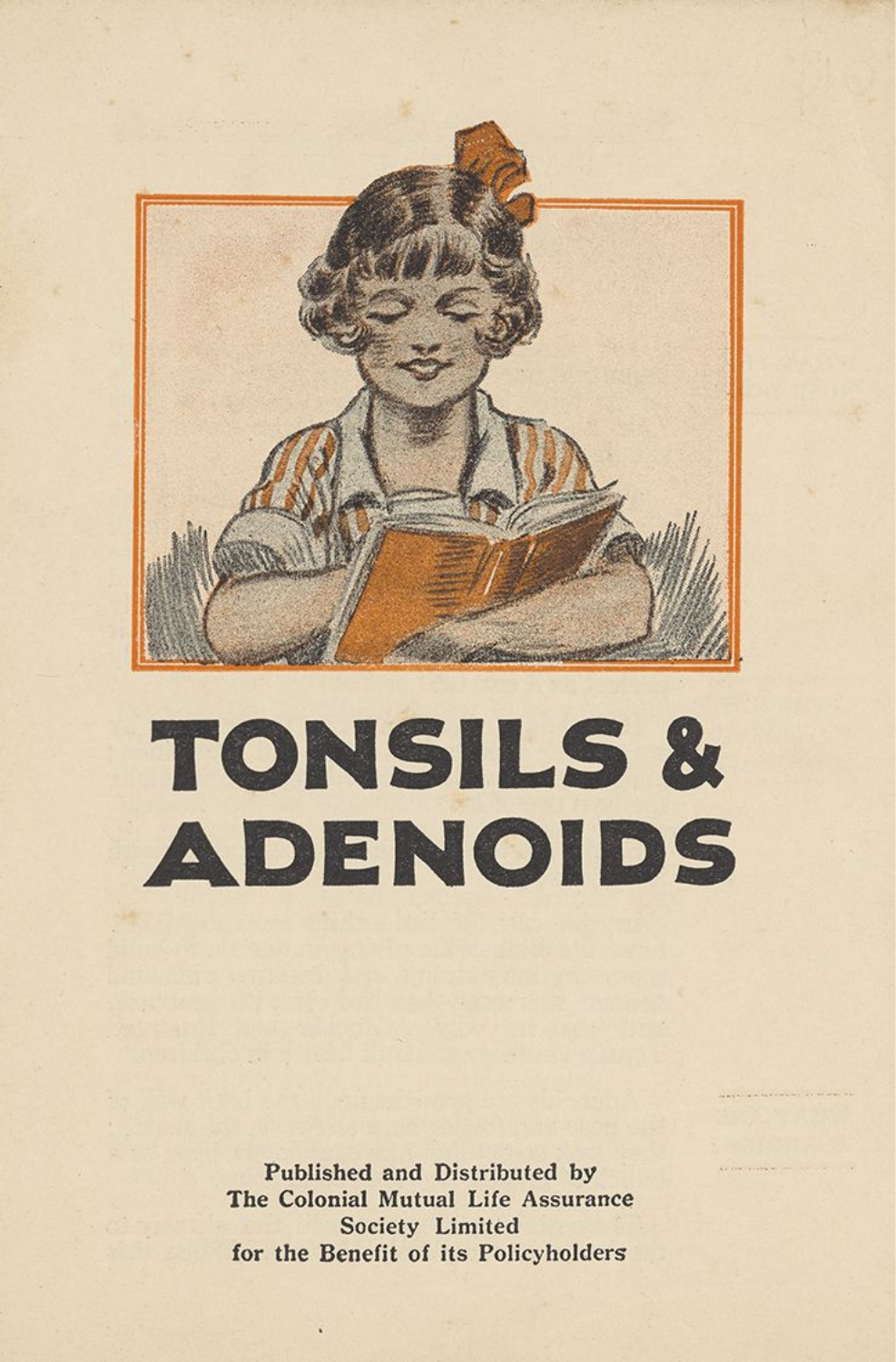# TONSILS & ADENOIDS

Published and Distributed by
The Colonial Mutual Life Assurance
Society Limited
for the Benefit of its Policyholders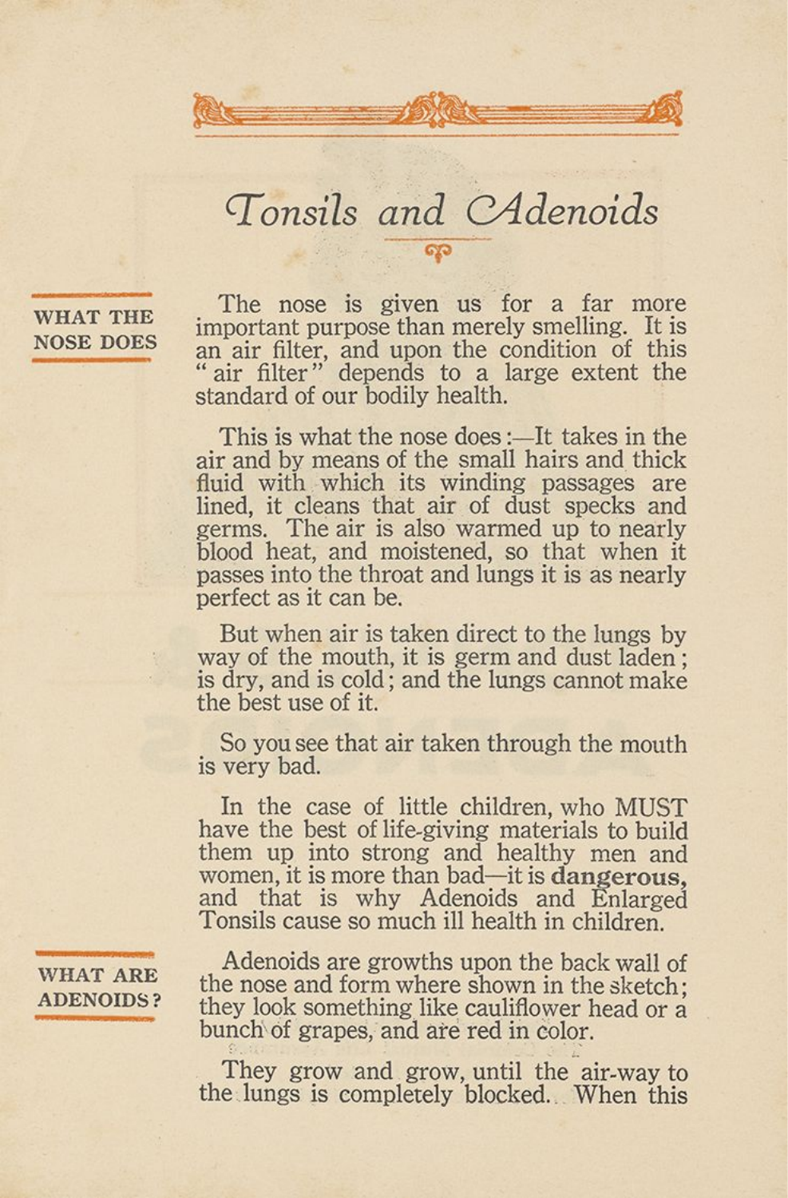# *Tonsils and Adenoids*

**WHAT THE NOSE DOES**

The nose is given us for a far more important purpose than merely smelling. It is an air filter, and upon the condition of this "air filter" depends to a large extent the standard of our bodily health.

This is what the nose does:—It takes in the air and by means of the small hairs and thick fluid with which its winding passages are lined, it cleans that air of dust specks and germs. The air is also warmed up to nearly blood heat, and moistened, so that when it passes into the throat and lungs it is as nearly perfect as it can be.

But when air is taken direct to the lungs by way of the mouth, it is germ and dust laden; is dry, and is cold; and the lungs cannot make the best use of it.

So you see that air taken through the mouth is very bad.

In the case of little children, who MUST have the best of life-giving materials to build them up into strong and healthy men and women, it is more than bad—it is **dangerous,** and that is why Adenoids and Enlarged Tonsils cause so much ill health in children.

**WHAT ARE ADENOIDS?**

Adenoids are growths upon the back wall of the nose and form where shown in the sketch; they look something like cauliflower head or a bunch of grapes, and are red in color.

They grow and grow, until the air-way to the lungs is completely blocked. When this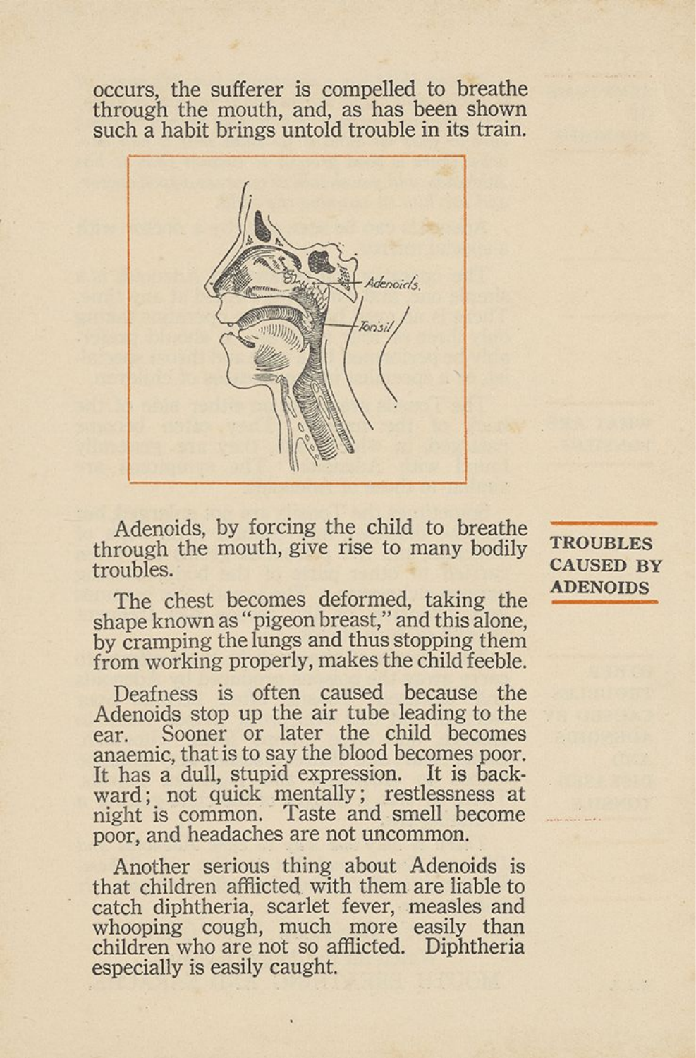occurs, the sufferer is compelled to breathe through the mouth, and, as has been shown such a habit brings untold trouble in its train.

**TROUBLES CAUSED BY ADENOIDS**

Adenoids, by forcing the child to breathe through the mouth, give rise to many bodily troubles.

The chest becomes deformed, taking the shape known as "pigeon breast," and this alone, by cramping the lungs and thus stopping them from working properly, makes the child feeble.

Deafness is often caused because the Adenoids stop up the air tube leading to the ear. Sooner or later the child becomes anaemic, that is to say the blood becomes poor. It has a dull, stupid expression. It is backward; not quick mentally; restlessness at night is common. Taste and smell become poor, and headaches are not uncommon.

Another serious thing about Adenoids is that children afflicted with them are liable to catch diphtheria, scarlet fever, measles and whooping cough, much more easily than children who are not so afflicted. Diphtheria especially is easily caught.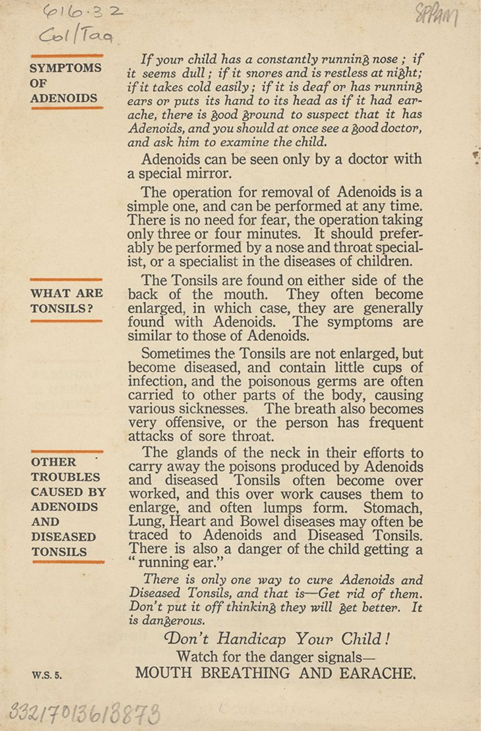## SYMPTOMS OF ADENOIDS

*If your child has a constantly running nose; if it seems dull; if it snores and is restless at night; if it takes cold easily; if it is deaf or has running ears or puts its hand to its head as if it had ear-ache, there is good ground to suspect that it has Adenoids, and you should at once see a good doctor, and ask him to examine the child.*

Adenoids can be seen only by a doctor with a special mirror.

The operation for removal of Adenoids is a simple one, and can be performed at any time. There is no need for fear, the operation taking only three or four minutes. It should preferably be performed by a nose and throat specialist, or a specialist in the diseases of children.

## WHAT ARE TONSILS?

The Tonsils are found on either side of the back of the mouth. They often become enlarged, in which case, they are generally found with Adenoids. The symptoms are similar to those of Adenoids.

Sometimes the Tonsils are not enlarged, but become diseased, and contain little cups of infection, and the poisonous germs are often carried to other parts of the body, causing various sicknesses. The breath also becomes very offensive, or the person has frequent attacks of sore throat.

## OTHER TROUBLES CAUSED BY ADENOIDS AND DISEASED TONSILS

The glands of the neck in their efforts to carry away the poisons produced by Adenoids and diseased Tonsils often become over worked, and this over work causes them to enlarge, and often lumps form. Stomach, Lung, Heart and Bowel diseases may often be traced to Adenoids and Diseased Tonsils. There is also a danger of the child getting a "running ear."

*There is only one way to cure Adenoids and Diseased Tonsils, and that is—Get rid of them. Don't put it off thinking they will get better. It is dangerous.*

*Don't Handicap Your Child!*

Watch for the danger signals—

MOUTH BREATHING AND EARACHE.

W.S. 5.